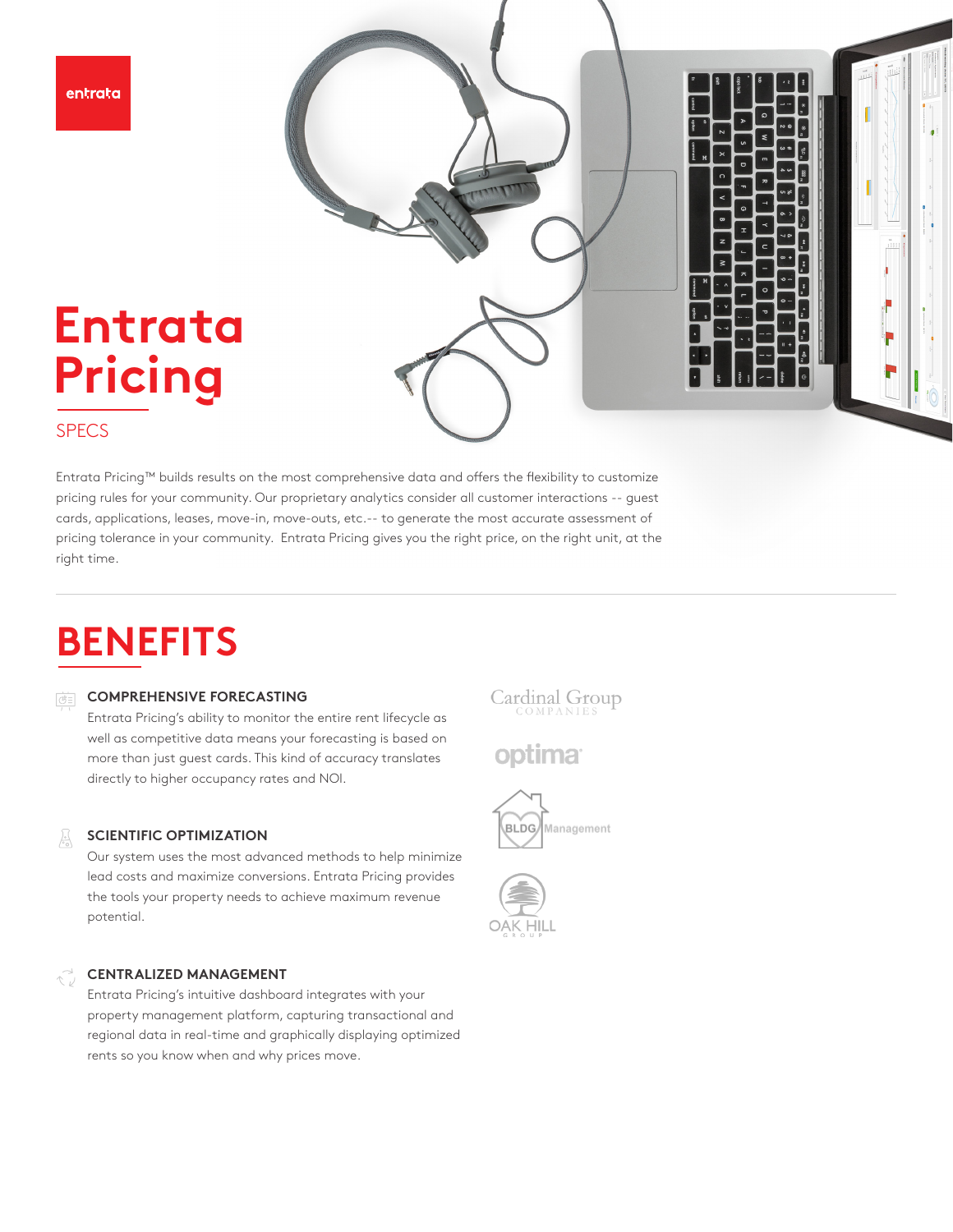entrata

# Entrata Pricing

SPECS

Entrata Pricing™ builds results on the most comprehensive data and offers the flexibility to customize pricing rules for your community. Our proprietary analytics consider all customer interactions -- guest cards, applications, leases, move-in, move-outs, etc.-- to generate the most accurate assessment of pricing tolerance in your community. Entrata Pricing gives you the right price, on the right unit, at the right time.

## BENEFITS

### COMPREHENSIVE FORECASTING

Entrata Pricing's ability to monitor the entire rent lifecycle as well as competitive data means your forecasting is based on more than just guest cards. This kind of accuracy translates directly to higher occupancy rates and NOI.

### SCIENTIFIC OPTIMIZATION

Our system uses the most advanced methods to help minimize lead costs and maximize conversions. Entrata Pricing provides the tools your property needs to achieve maximum revenue potential.

### CENTRALIZED MANAGEMENT

Entrata Pricing's intuitive dashboard integrates with your property management platform, capturing transactional and regional data in real-time and graphically displaying optimized rents so you know when and why prices move.

Cardinal Group COMPANIES

optima

BLDG Management

OAK HILL GROUP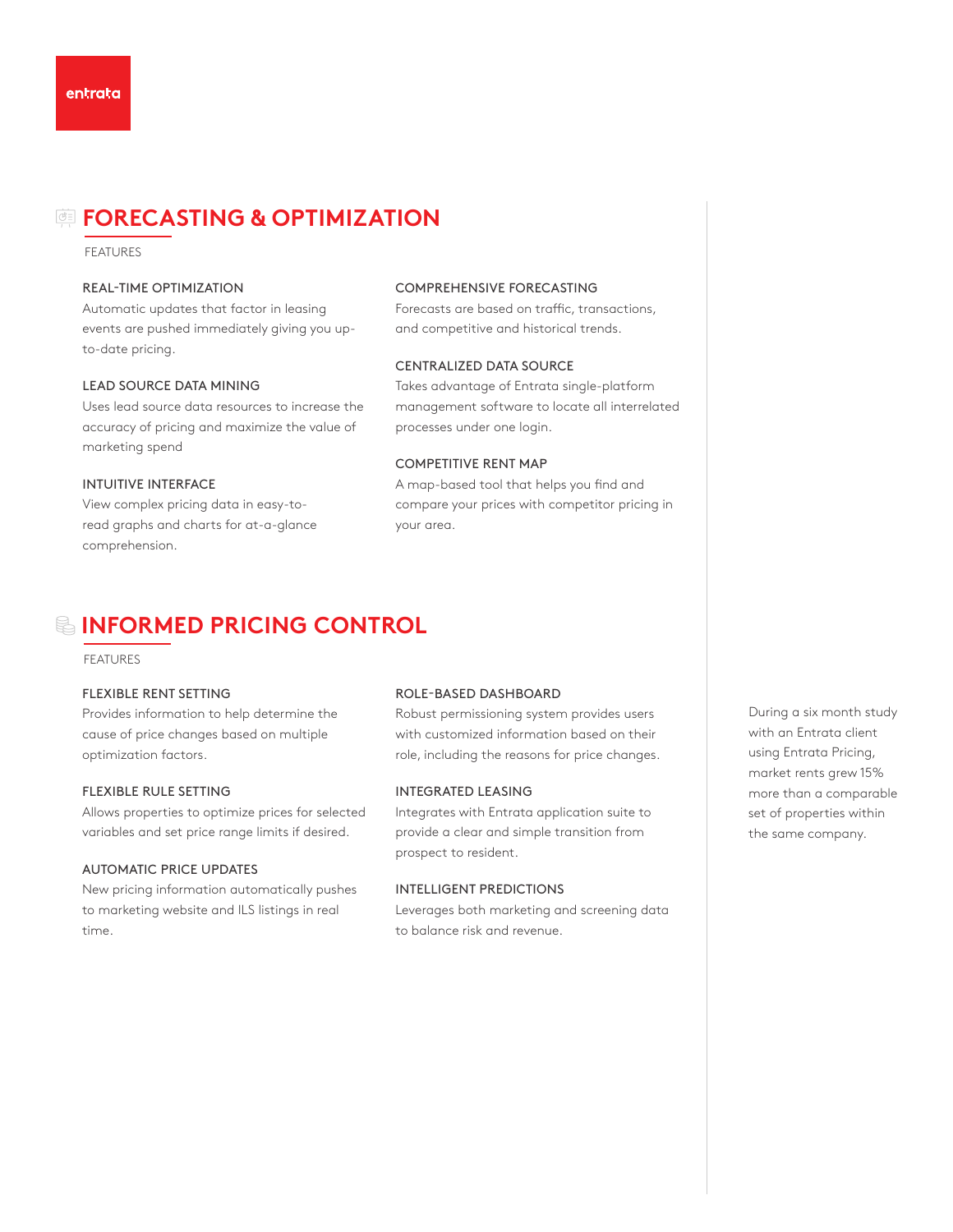## FORECASTING & OPTIMIZATION

FEATURES

**REAL-TIME OPTIMIZATION**
Automatic updates that factor in leasing events are pushed immediately giving you up-to-date pricing.

**LEAD SOURCE DATA MINING**
Uses lead source data resources to increase the accuracy of pricing and maximize the value of marketing spend

**INTUITIVE INTERFACE**
View complex pricing data in easy-to-read graphs and charts for at-a-glance comprehension.

**COMPREHENSIVE FORECASTING**
Forecasts are based on traffic, transactions, and competitive and historical trends.

**CENTRALIZED DATA SOURCE**
Takes advantage of Entrata single-platform management software to locate all interrelated processes under one login.

**COMPETITIVE RENT MAP**
A map-based tool that helps you find and compare your prices with competitor pricing in your area.

## INFORMED PRICING CONTROL

FEATURES

**FLEXIBLE RENT SETTING**
Provides information to help determine the cause of price changes based on multiple optimization factors.

**FLEXIBLE RULE SETTING**
Allows properties to optimize prices for selected variables and set price range limits if desired.

**AUTOMATIC PRICE UPDATES**
New pricing information automatically pushes to marketing website and ILS listings in real time.

**ROLE-BASED DASHBOARD**
Robust permissioning system provides users with customized information based on their role, including the reasons for price changes.

**INTEGRATED LEASING**
Integrates with Entrata application suite to provide a clear and simple transition from prospect to resident.

**INTELLIGENT PREDICTIONS**
Leverages both marketing and screening data to balance risk and revenue.

During a six month study with an Entrata client using Entrata Pricing, market rents grew 15% more than a comparable set of properties within the same company.